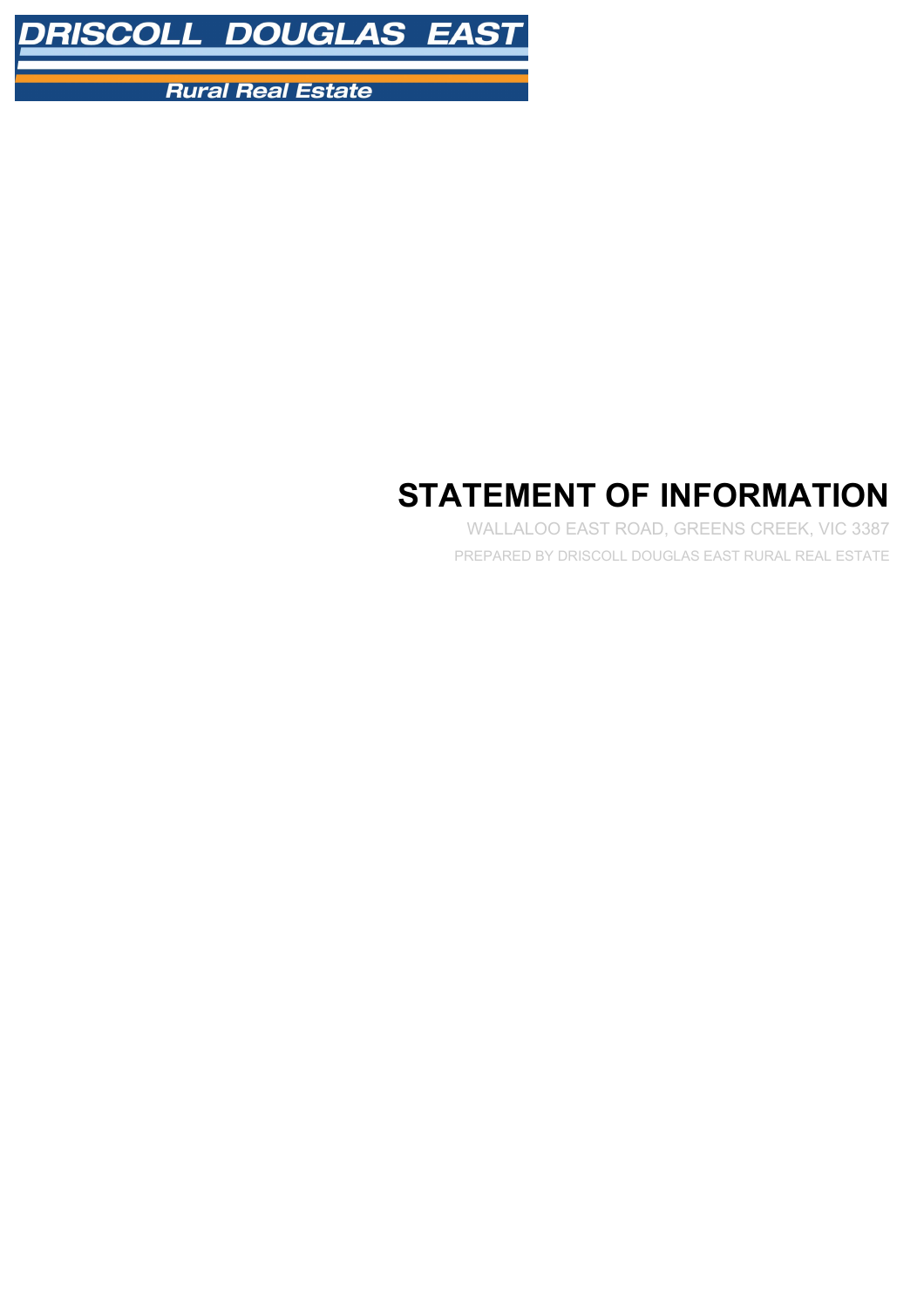DRISCOLL DOUGLAS EAST

Rural Real Estate

# STATEMENT OF INFORMATION

WALLALOO EAST ROAD, GREENS CREEK, VIC 3387

PREPARED BY DRISCOLL DOUGLAS EAST RURAL REAL ESTATE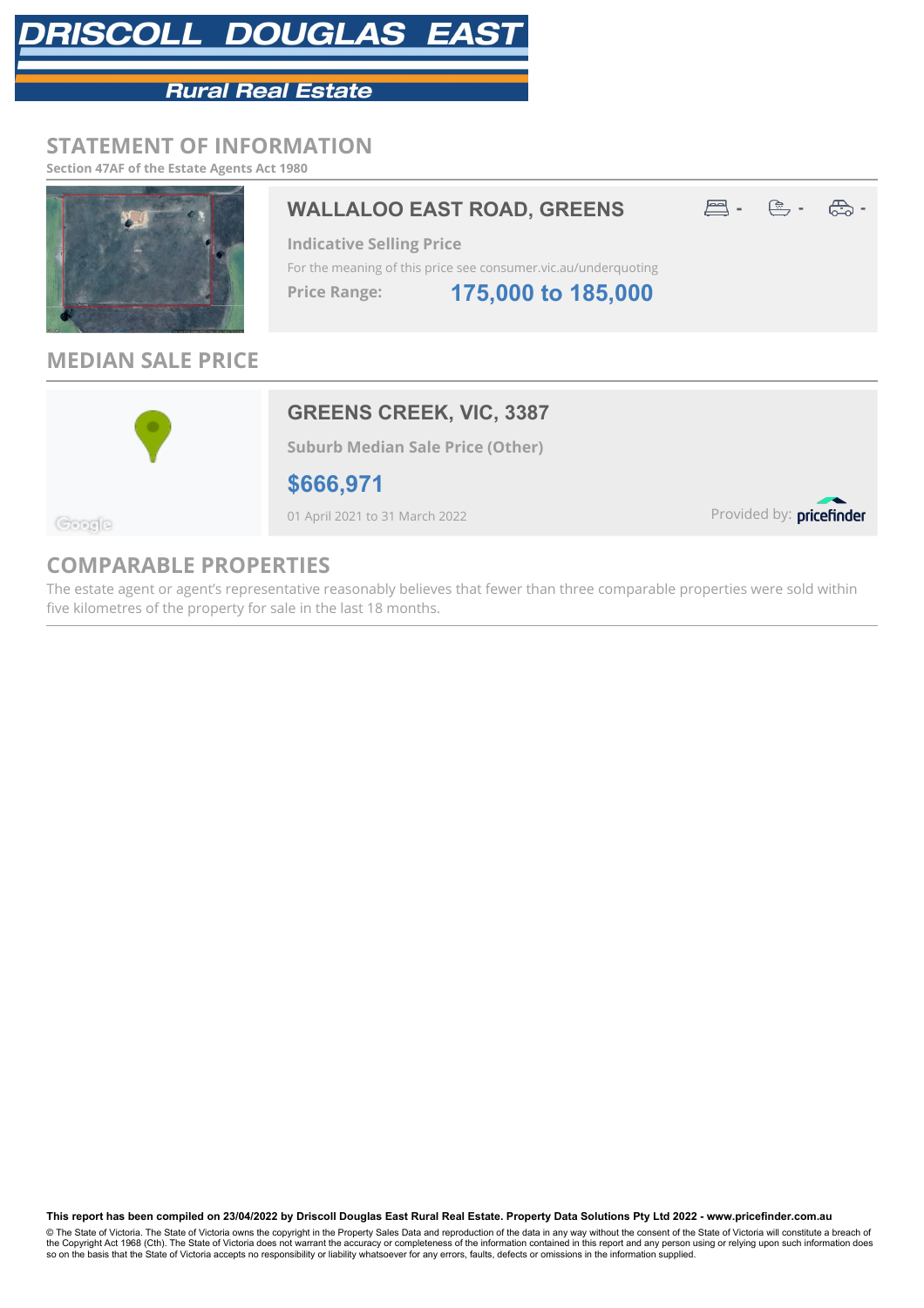DRISCOLL DOUGLAS EAST

Rural Real Estate

## STATEMENT OF INFORMATION

**Section 47AF of the Estate Agents Act 1980**

### WALLALOO EAST ROAD, GREENS

- - -

**Indicative Selling Price**

For the meaning of this price see consumer.vic.au/underquoting

**Price Range:** 175,000 to 185,000

## MEDIAN SALE PRICE

### GREENS CREEK, VIC, 3387

**Suburb Median Sale Price (Other)**

**$666,971**

01 April 2021 to 31 March 2022

Provided by: pricefinder

## COMPARABLE PROPERTIES

The estate agent or agent's representative reasonably believes that fewer than three comparable properties were sold within five kilometres of the property for sale in the last 18 months.

**This report has been compiled on 23/04/2022 by Driscoll Douglas East Rural Real Estate. Property Data Solutions Pty Ltd 2022 - www.pricefinder.com.au**

© The State of Victoria. The State of Victoria owns the copyright in the Property Sales Data and reproduction of the data in any way without the consent of the State of Victoria will constitute a breach of the Copyright Act 1968 (Cth). The State of Victoria does not warrant the accuracy or completeness of the information contained in this report and any person using or relying upon such information does so on the basis that the State of Victoria accepts no responsibility or liability whatsoever for any errors, faults, defects or omissions in the information supplied.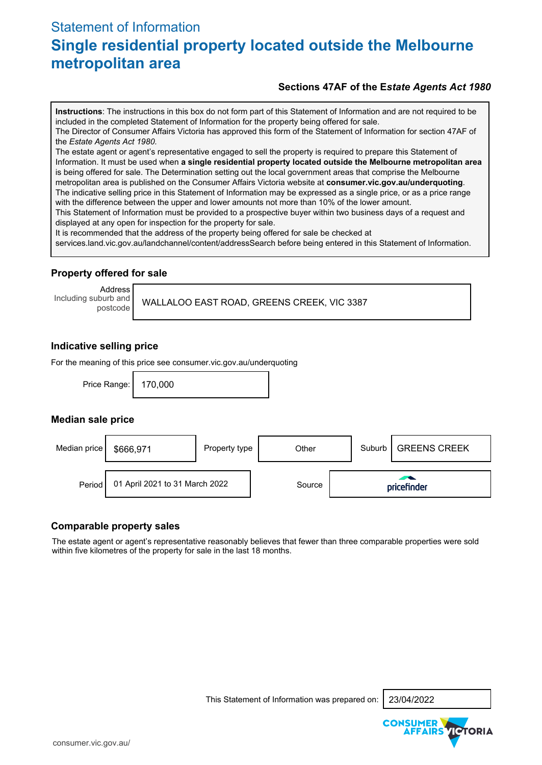# Statement of Information

## Single residential property located outside the Melbourne metropolitan area

**Sections 47AF of the E*state Agents Act 1980***

**Instructions**: The instructions in this box do not form part of this Statement of Information and are not required to be included in the completed Statement of Information for the property being offered for sale.
The Director of Consumer Affairs Victoria has approved this form of the Statement of Information for section 47AF of the *Estate Agents Act 1980.*
The estate agent or agent's representative engaged to sell the property is required to prepare this Statement of Information. It must be used when **a single residential property located outside the Melbourne metropolitan area** is being offered for sale. The Determination setting out the local government areas that comprise the Melbourne metropolitan area is published on the Consumer Affairs Victoria website at **consumer.vic.gov.au/underquoting**.
The indicative selling price in this Statement of Information may be expressed as a single price, or as a price range with the difference between the upper and lower amounts not more than 10% of the lower amount.
This Statement of Information must be provided to a prospective buyer within two business days of a request and displayed at any open for inspection for the property for sale.
It is recommended that the address of the property being offered for sale be checked at services.land.vic.gov.au/landchannel/content/addressSearch before being entered in this Statement of Information.

### Property offered for sale

| | |
|---|---|
| Address Including suburb and postcode | WALLALOO EAST ROAD, GREENS CREEK, VIC 3387 |

### Indicative selling price

For the meaning of this price see consumer.vic.gov.au/underquoting

| | |
|---|---|
| Price Range: | 170,000 |

### Median sale price

| | | | | | |
|---|---|---|---|---|---|
| Median price | $666,971 | Property type | Other | Suburb | GREENS CREEK |
| Period | 01 April 2021 to 31 March 2022 | Source | pricefinder | | |

### Comparable property sales

The estate agent or agent's representative reasonably believes that fewer than three comparable properties were sold within five kilometres of the property for sale in the last 18 months.

This Statement of Information was prepared on: 23/04/2022